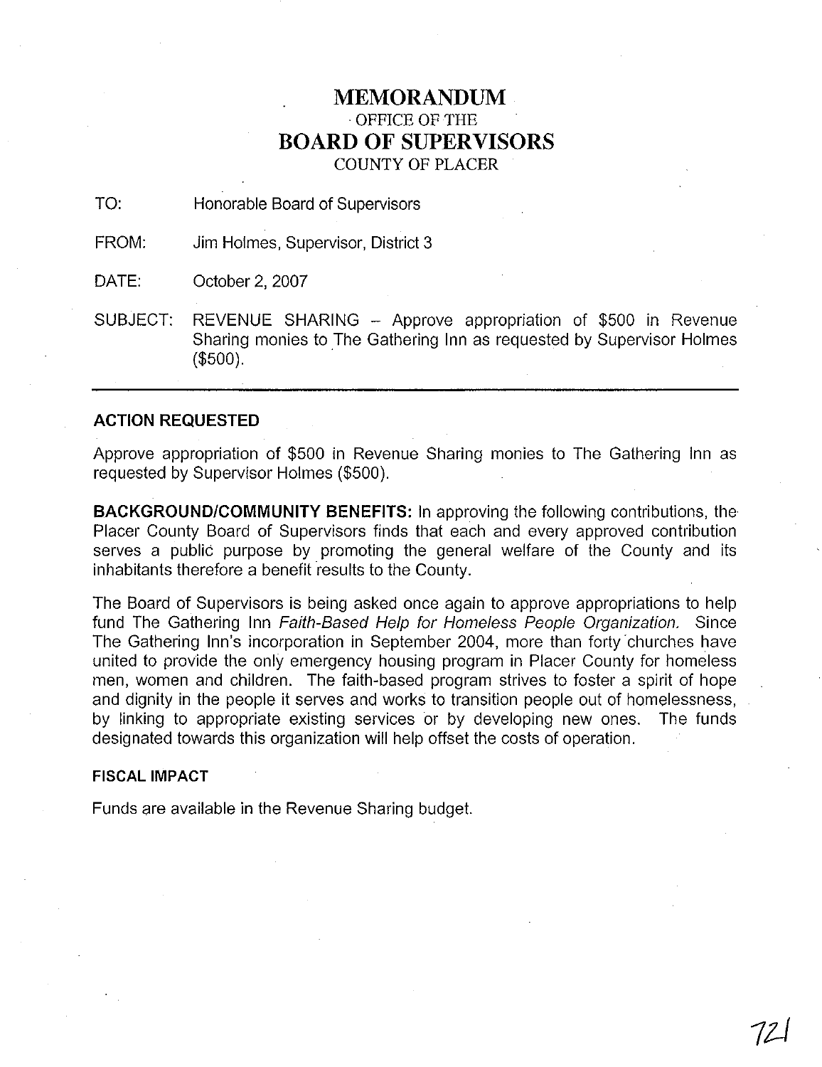# MEMORANDUM
OFFICE OF THE
# BOARD OF SUPERVISORS
COUNTY OF PLACER

TO: Honorable Board of Supervisors

FROM: Jim Holmes, Supervisor, District 3

DATE: October 2, 2007

SUBJECT: REVENUE SHARING – Approve appropriation of $500 in Revenue Sharing monies to The Gathering Inn as requested by Supervisor Holmes ($500).

---

**ACTION REQUESTED**

Approve appropriation of $500 in Revenue Sharing monies to The Gathering Inn as requested by Supervisor Holmes ($500).

**BACKGROUND/COMMUNITY BENEFITS:** In approving the following contributions, the Placer County Board of Supervisors finds that each and every approved contribution serves a public purpose by promoting the general welfare of the County and its inhabitants therefore a benefit results to the County.

The Board of Supervisors is being asked once again to approve appropriations to help fund The Gathering Inn *Faith-Based Help for Homeless People Organization.* Since The Gathering Inn's incorporation in September 2004, more than forty churches have united to provide the only emergency housing program in Placer County for homeless men, women and children. The faith-based program strives to foster a spirit of hope and dignity in the people it serves and works to transition people out of homelessness, by linking to appropriate existing services or by developing new ones. The funds designated towards this organization will help offset the costs of operation.

**FISCAL IMPACT**

Funds are available in the Revenue Sharing budget.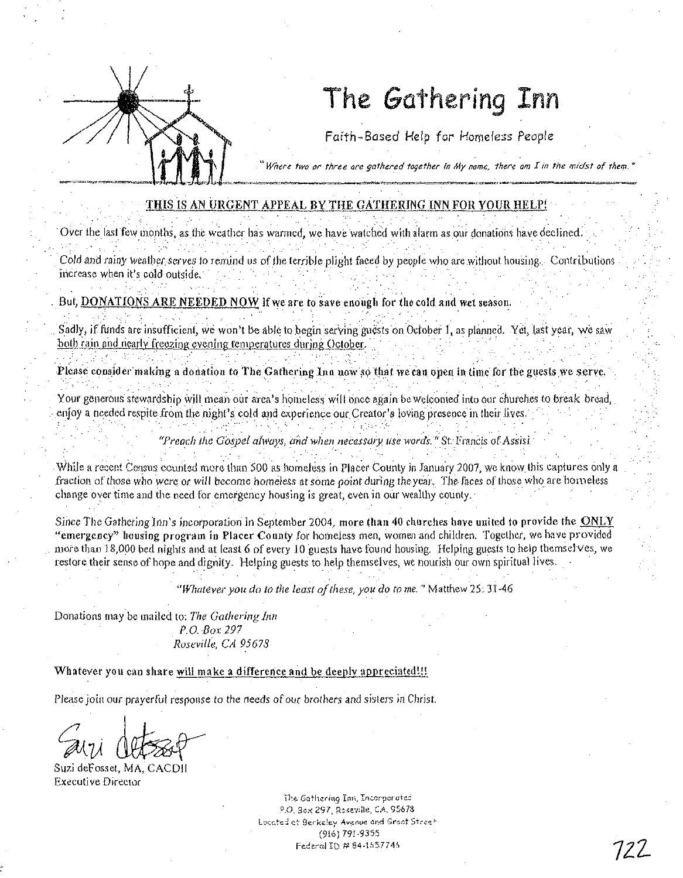# The Gathering Inn

Faith-Based Help for Homeless People

*"Where two or three are gathered together in My name, there am I in the midst of them."*

**THIS IS AN URGENT APPEAL BY THE GATHERING INN FOR YOUR HELP!**

Over the last few months, as the weather has warmed, we have watched with alarm as our donations have declined.

Cold and rainy weather serves to remind us of the terrible plight faced by people who are without housing. Contributions increase when it's cold outside.

But, **DONATIONS ARE NEEDED NOW** if we are to save enough for the cold and wet season.

Sadly, if funds are insufficient, we won't be able to begin serving guests on October 1, as planned. Yet, last year, we saw both rain and nearly freezing evening temperatures during October.

**Please consider making a donation to The Gathering Inn now so that we can open in time for the guests we serve.**

Your generous stewardship will mean our area's homeless will once again be welcomed into our churches to break bread, enjoy a needed respite from the night's cold and experience our Creator's loving presence in their lives.

*"Preach the Gospel always, and when necessary use words."* St. Francis of Assisi

While a recent Census counted more than 500 as homeless in Placer County in January 2007, we know this captures only a fraction of those who were or will become homeless at some point during the year. The faces of those who are homeless change over time and the need for emergency housing is great, even in our wealthy county.

Since The Gathering Inn's incorporation in September 2004, **more than 40 churches have united to provide the ONLY "emergency" housing program in Placer County** for homeless men, women and children. Together, we have provided more than 18,000 bed nights and at least 6 of every 10 guests have found housing. Helping guests to help themselves, we restore their sense of hope and dignity. Helping guests to help themselves, we nourish our own spiritual lives.

*"Whatever you do to the least of these, you do to me."* Matthew 25: 31-46

Donations may be mailed to: *The Gathering Inn*
*P.O. Box 297*
*Roseville, CA 95678*

**Whatever you can share will make a difference and be deeply appreciated!!!**

Please join our prayerful response to the needs of our brothers and sisters in Christ.

Suzi deFosset, MA, CACDII
Executive Director

The Gathering Inn, Incorporated
P.O. Box 297, Roseville, CA 95678
Located at Berkeley Avenue and Grant Street
(916) 791-9355
Federal ID # 84-1657745